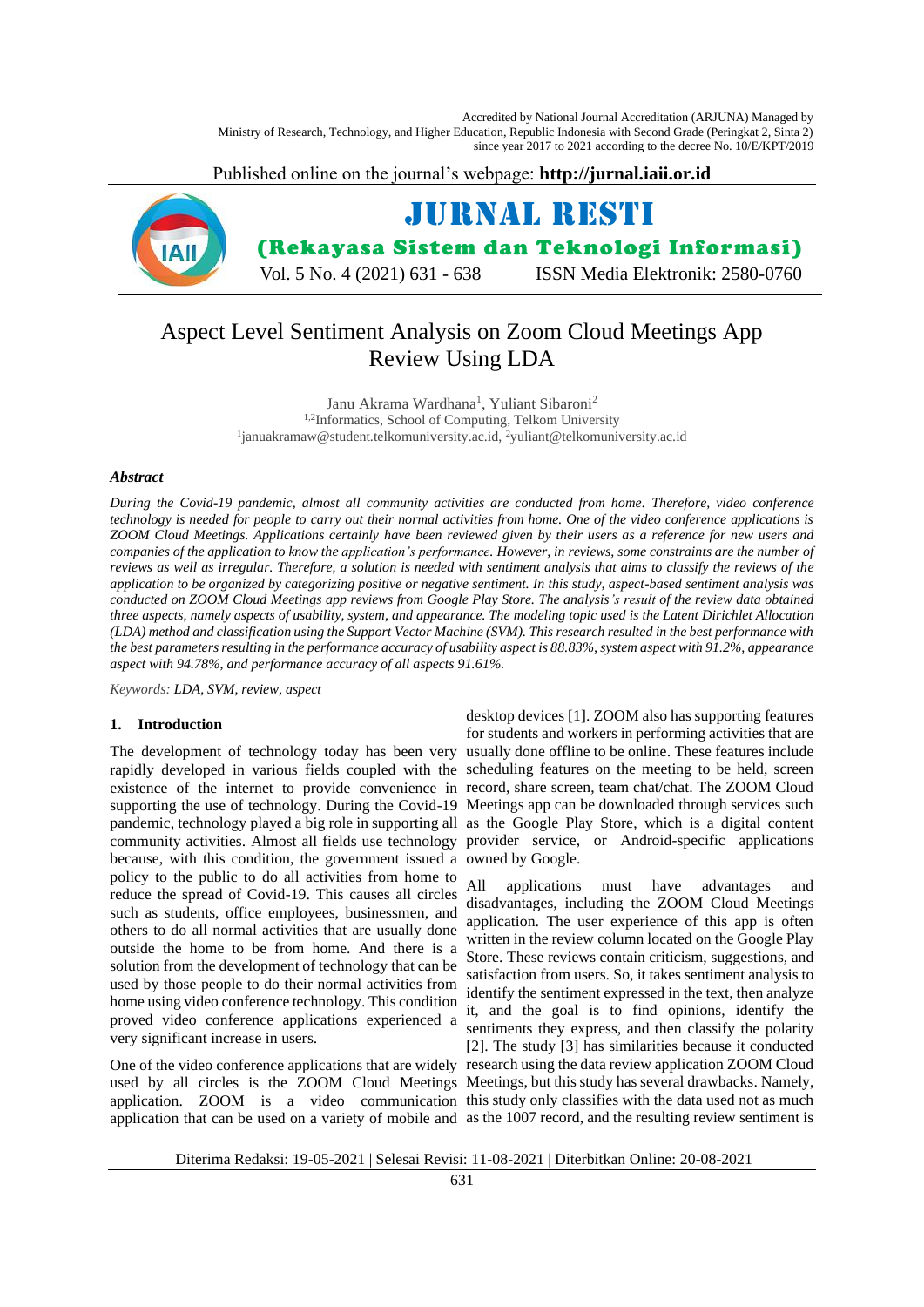# Aspect Level Sentiment Analysis on Zoom Cloud Meetings App Review Using LDA

Janu Akrama Wardhana[1], Yuliant Sibaroni[2]

[1,2]Informatics, School of Computing, Telkom University

[1]januakramaw@student.telkomuniversity.ac.id, [2]yuliant@telkomuniversity.ac.id

### Abstract

*During the Covid-19 pandemic, almost all community activities are conducted from home. Therefore, video conference technology is needed for people to carry out their normal activities from home. One of the video conference applications is ZOOM Cloud Meetings. Applications certainly have been reviewed given by their users as a reference for new users and companies of the application to know the application's performance. However, in reviews, some constraints are the number of reviews as well as irregular. Therefore, a solution is needed with sentiment analysis that aims to classify the reviews of the application to be organized by categorizing positive or negative sentiment. In this study, aspect-based sentiment analysis was conducted on ZOOM Cloud Meetings app reviews from Google Play Store. The analysis's result of the review data obtained three aspects, namely aspects of usability, system, and appearance. The modeling topic used is the Latent Dirichlet Allocation (LDA) method and classification using the Support Vector Machine (SVM). This research resulted in the best performance with the best parameters resulting in the performance accuracy of usability aspect is 88.83%, system aspect with 91.2%, appearance aspect with 94.78%, and performance accuracy of all aspects 91.61%.*

*Keywords: LDA, SVM, review, aspect*

## 1. Introduction

The development of technology today has been very rapidly developed in various fields coupled with the existence of the internet to provide convenience in supporting the use of technology. During the Covid-19 pandemic, technology played a big role in supporting all community activities. Almost all fields use technology because, with this condition, the government issued a policy to the public to do all activities from home to reduce the spread of Covid-19. This causes all circles such as students, office employees, businessmen, and others to do all normal activities that are usually done outside the home to be from home. And there is a solution from the development of technology that can be used by those people to do their normal activities from home using video conference technology. This condition proved video conference applications experienced a very significant increase in users.

One of the video conference applications that are widely used by all circles is the ZOOM Cloud Meetings application. ZOOM is a video communication application that can be used on a variety of mobile and desktop devices [1]. ZOOM also has supporting features for students and workers in performing activities that are usually done offline to be online. These features include scheduling features on the meeting to be held, screen record, share screen, team chat/chat. The ZOOM Cloud Meetings app can be downloaded through services such as the Google Play Store, which is a digital content provider service, or Android-specific applications owned by Google.

All applications must have advantages and disadvantages, including the ZOOM Cloud Meetings application. The user experience of this app is often written in the review column located on the Google Play Store. These reviews contain criticism, suggestions, and satisfaction from users. So, it takes sentiment analysis to identify the sentiment expressed in the text, then analyze it, and the goal is to find opinions, identify the sentiments they express, and then classify the polarity [2]. The study [3] has similarities because it conducted research using the data review application ZOOM Cloud Meetings, but this study has several drawbacks. Namely, this study only classifies with the data used not as much as the 1007 record, and the resulting review sentiment is

Diterima Redaksi: 19-05-2021 | Selesai Revisi: 11-08-2021 | Diterbitkan Online: 20-08-2021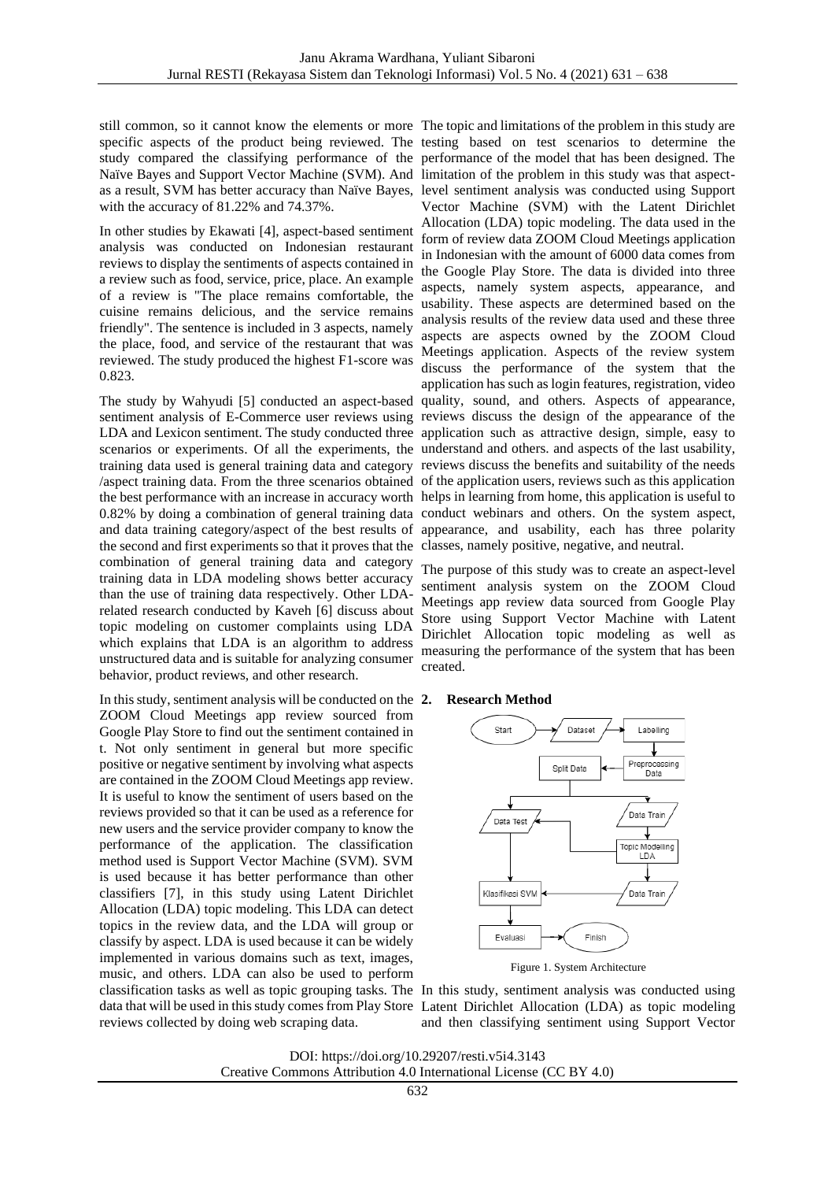still common, so it cannot know the elements or more specific aspects of the product being reviewed. The study compared the classifying performance of the Naïve Bayes and Support Vector Machine (SVM). And as a result, SVM has better accuracy than Naïve Bayes, with the accuracy of 81.22% and 74.37%.

In other studies by Ekawati [4], aspect-based sentiment analysis was conducted on Indonesian restaurant reviews to display the sentiments of aspects contained in a review such as food, service, price, place. An example of a review is "The place remains comfortable, the cuisine remains delicious, and the service remains friendly". The sentence is included in 3 aspects, namely the place, food, and service of the restaurant that was reviewed. The study produced the highest F1-score was 0.823.

The study by Wahyudi [5] conducted an aspect-based sentiment analysis of E-Commerce user reviews using LDA and Lexicon sentiment. The study conducted three scenarios or experiments. Of all the experiments, the training data used is general training data and category /aspect training data. From the three scenarios obtained the best performance with an increase in accuracy worth 0.82% by doing a combination of general training data and data training category/aspect of the best results of the second and first experiments so that it proves that the combination of general training data and category training data in LDA modeling shows better accuracy than the use of training data respectively. Other LDA-related research conducted by Kaveh [6] discuss about topic modeling on customer complaints using LDA which explains that LDA is an algorithm to address unstructured data and is suitable for analyzing consumer behavior, product reviews, and other research.

In this study, sentiment analysis will be conducted on the ZOOM Cloud Meetings app review sourced from Google Play Store to find out the sentiment contained in t. Not only sentiment in general but more specific positive or negative sentiment by involving what aspects are contained in the ZOOM Cloud Meetings app review. It is useful to know the sentiment of users based on the reviews provided so that it can be used as a reference for new users and the service provider company to know the performance of the application. The classification method used is Support Vector Machine (SVM). SVM is used because it has better performance than other classifiers [7], in this study using Latent Dirichlet Allocation (LDA) topic modeling. This LDA can detect topics in the review data, and the LDA will group or classify by aspect. LDA is used because it can be widely implemented in various domains such as text, images, music, and others. LDA can also be used to perform classification tasks as well as topic grouping tasks. The data that will be used in this study comes from Play Store reviews collected by doing web scraping data.

The topic and limitations of the problem in this study are testing based on test scenarios to determine the performance of the model that has been designed. The limitation of the problem in this study was that aspect-level sentiment analysis was conducted using Support Vector Machine (SVM) with the Latent Dirichlet Allocation (LDA) topic modeling. The data used in the form of review data ZOOM Cloud Meetings application in Indonesian with the amount of 6000 data comes from the Google Play Store. The data is divided into three aspects, namely system aspects, appearance, and usability. These aspects are determined based on the analysis results of the review data used and these three aspects are aspects owned by the ZOOM Cloud Meetings application. Aspects of the review system discuss the performance of the system that the application has such as login features, registration, video quality, sound, and others. Aspects of appearance, reviews discuss the design of the appearance of the application such as attractive design, simple, easy to understand and others. and aspects of the last usability, reviews discuss the benefits and suitability of the needs of the application users, reviews such as this application helps in learning from home, this application is useful to conduct webinars and others. On the system aspect, appearance, and usability, each has three polarity classes, namely positive, negative, and neutral.

The purpose of this study was to create an aspect-level sentiment analysis system on the ZOOM Cloud Meetings app review data sourced from Google Play Store using Support Vector Machine with Latent Dirichlet Allocation topic modeling as well as measuring the performance of the system that has been created.

## 2. Research Method

Figure 1. System Architecture

In this study, sentiment analysis was conducted using Latent Dirichlet Allocation (LDA) as topic modeling and then classifying sentiment using Support Vector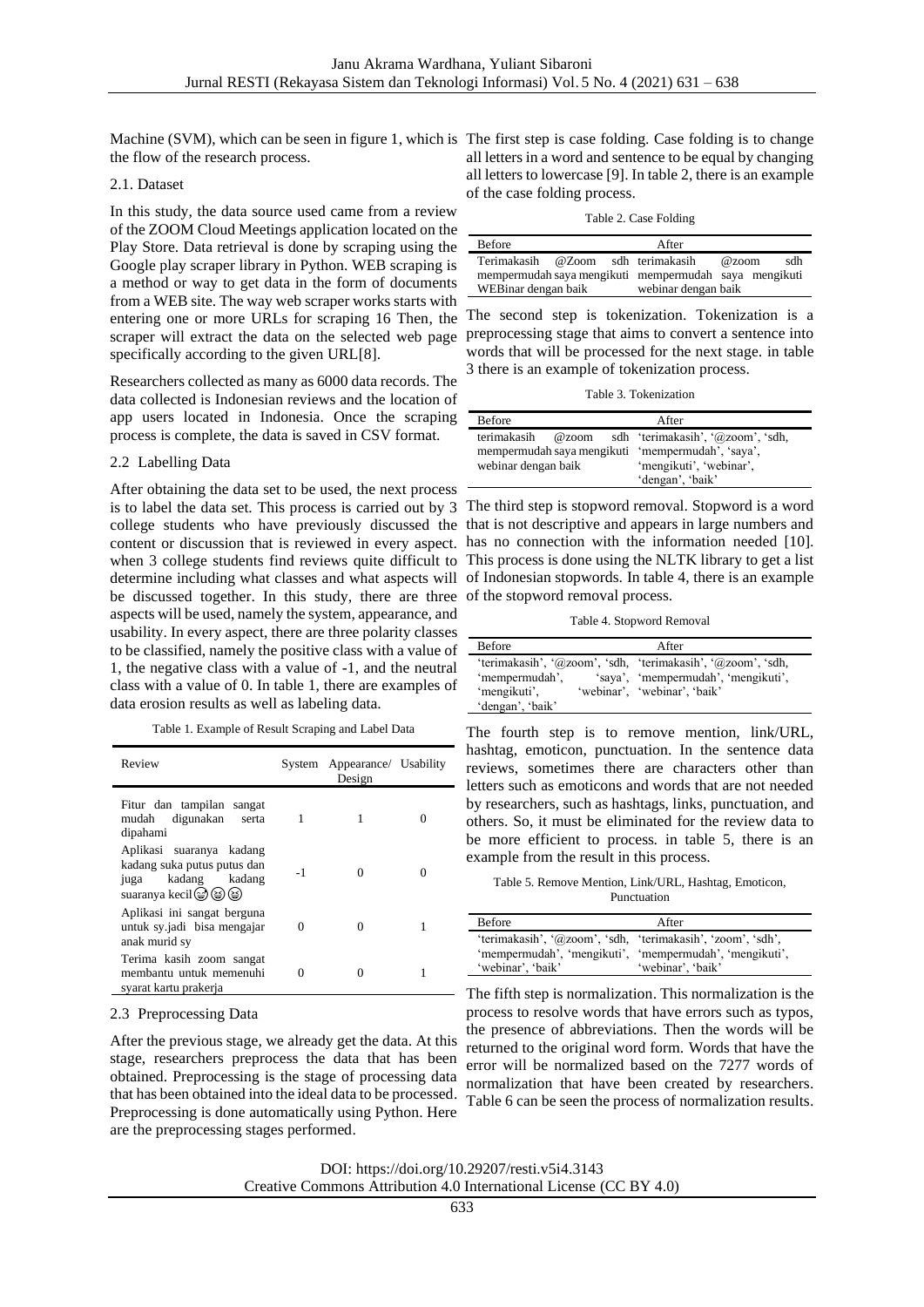Machine (SVM), which can be seen in figure 1, which is the flow of the research process.

### 2.1. Dataset

In this study, the data source used came from a review of the ZOOM Cloud Meetings application located on the Play Store. Data retrieval is done by scraping using the Google play scraper library in Python. WEB scraping is a method or way to get data in the form of documents from a WEB site. The way web scraper works starts with entering one or more URLs for scraping 16 Then, the scraper will extract the data on the selected web page specifically according to the given URL[8].

Researchers collected as many as 6000 data records. The data collected is Indonesian reviews and the location of app users located in Indonesia. Once the scraping process is complete, the data is saved in CSV format.

### 2.2 Labelling Data

After obtaining the data set to be used, the next process is to label the data set. This process is carried out by 3 college students who have previously discussed the content or discussion that is reviewed in every aspect. when 3 college students find reviews quite difficult to determine including what classes and what aspects will be discussed together. In this study, there are three aspects will be used, namely the system, appearance, and usability. In every aspect, there are three polarity classes to be classified, namely the positive class with a value of 1, the negative class with a value of -1, and the neutral class with a value of 0. In table 1, there are examples of data erosion results as well as labeling data.

Table 1. Example of Result Scraping and Label Data

| Review | System | Appearance/ Design | Usability |
|---|---|---|---|
| Fitur dan tampilan sangat mudah digunakan serta dipahami | 1 | 1 | 0 |
| Aplikasi suaranya kadang kadang suka putus putus dan juga kadang kadang suaranya kecil😅😆😆 | -1 | 0 | 0 |
| Aplikasi ini sangat berguna untuk sy.jadi bisa mengajar anak murid sy | 0 | 0 | 1 |
| Terima kasih zoom sangat membantu untuk memenuhi syarat kartu prakerja | 0 | 0 | 1 |

### 2.3 Preprocessing Data

After the previous stage, we already get the data. At this stage, researchers preprocess the data that has been obtained. Preprocessing is the stage of processing data that has been obtained into the ideal data to be processed. Preprocessing is done automatically using Python. Here are the preprocessing stages performed.

The first step is case folding. Case folding is to change all letters in a word and sentence to be equal by changing all letters to lowercase [9]. In table 2, there is an example of the case folding process.

Table 2. Case Folding

| Before | After |
|---|---|
| Terimakasih @Zoom sdh mempermudah saya mengikuti WEBinar dengan baik | terimakasih @zoom sdh mempermudah saya mengikuti webinar dengan baik |

The second step is tokenization. Tokenization is a preprocessing stage that aims to convert a sentence into words that will be processed for the next stage. in table 3 there is an example of tokenization process.

Table 3. Tokenization

| Before | After |
|---|---|
| terimakasih @zoom sdh mempermudah saya mengikuti webinar dengan baik | 'terimakasih', '@zoom', 'sdh, 'mempermudah', 'saya', 'mengikuti', 'webinar', 'dengan', 'baik' |

The third step is stopword removal. Stopword is a word that is not descriptive and appears in large numbers and has no connection with the information needed [10]. This process is done using the NLTK library to get a list of Indonesian stopwords. In table 4, there is an example of the stopword removal process.

Table 4. Stopword Removal

| Before | After |
|---|---|
| 'terimakasih', '@zoom', 'sdh, 'mempermudah', 'saya', 'mengikuti', 'webinar', 'dengan', 'baik' | 'terimakasih', '@zoom', 'sdh, 'mempermudah', 'mengikuti', 'webinar', 'baik' |

The fourth step is to remove mention, link/URL, hashtag, emoticon, punctuation. In the sentence data reviews, sometimes there are characters other than letters such as emoticons and words that are not needed by researchers, such as hashtags, links, punctuation, and others. So, it must be eliminated for the review data to be more efficient to process. in table 5, there is an example from the result in this process.

Table 5. Remove Mention, Link/URL, Hashtag, Emoticon, Punctuation

| Before | After |
|---|---|
| 'terimakasih', '@zoom', 'sdh, 'mempermudah', 'mengikuti', 'webinar', 'baik' | 'terimakasih', 'zoom', 'sdh', 'mempermudah', 'mengikuti', 'webinar', 'baik' |

The fifth step is normalization. This normalization is the process to resolve words that have errors such as typos, the presence of abbreviations. Then the words will be returned to the original word form. Words that have the error will be normalized based on the 7277 words of normalization that have been created by researchers. Table 6 can be seen the process of normalization results.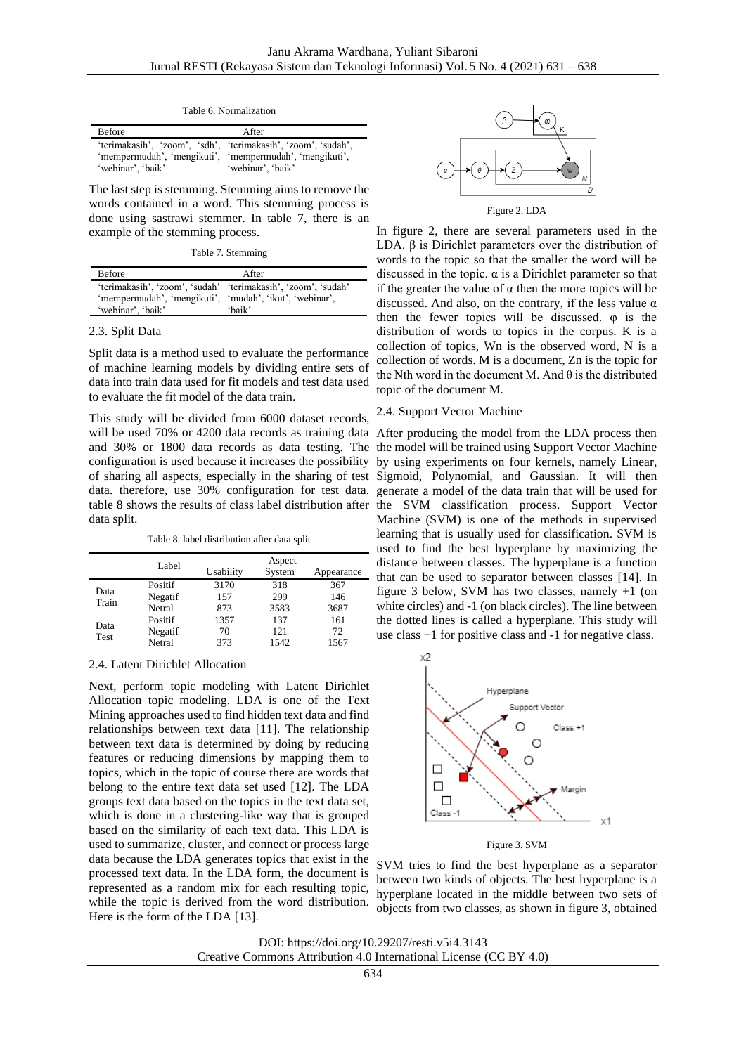Table 6. Normalization

| Before | After |
|---|---|
| 'terimakasih', 'zoom', 'sdh', 'mempermudah', 'mengikuti', 'webinar', 'baik' | 'terimakasih', 'zoom', 'sudah', 'mempermudah', 'mengikuti', 'webinar', 'baik' |

The last step is stemming. Stemming aims to remove the words contained in a word. This stemming process is done using sastrawi stemmer. In table 7, there is an example of the stemming process.

Table 7. Stemming

| Before | After |
|---|---|
| 'terimakasih', 'zoom', 'sudah' 'mempermudah', 'mengikuti', 'webinar', 'baik' | 'terimakasih', 'zoom', 'sudah' 'mudah', 'ikut', 'webinar', 'baik' |

### 2.3. Split Data

Split data is a method used to evaluate the performance of machine learning models by dividing entire sets of data into train data used for fit models and test data used to evaluate the fit model of the data train.

This study will be divided from 6000 dataset records, will be used 70% or 4200 data records as training data and 30% or 1800 data records as data testing. The configuration is used because it increases the possibility of sharing all aspects, especially in the sharing of test data. therefore, use 30% configuration for test data. table 8 shows the results of class label distribution after data split.

Table 8. label distribution after data split

| | Label | Usability | Aspect System | Appearance |
|---|---|---|---|---|
| Data Train | Positif | 3170 | 318 | 367 |
| | Negatif | 157 | 299 | 146 |
| | Netral | 873 | 3583 | 3687 |
| Data Test | Positif | 1357 | 137 | 161 |
| | Negatif | 70 | 121 | 72 |
| | Netral | 373 | 1542 | 1567 |

### 2.4. Latent Dirichlet Allocation

Next, perform topic modeling with Latent Dirichlet Allocation topic modeling. LDA is one of the Text Mining approaches used to find hidden text data and find relationships between text data [11]. The relationship between text data is determined by doing by reducing features or reducing dimensions by mapping them to topics, which in the topic of course there are words that belong to the entire text data set used [12]. The LDA groups text data based on the topics in the text data set, which is done in a clustering-like way that is grouped based on the similarity of each text data. This LDA is used to summarize, cluster, and connect or process large data because the LDA generates topics that exist in the processed text data. In the LDA form, the document is represented as a random mix for each resulting topic, while the topic is derived from the word distribution. Here is the form of the LDA [13].

Figure 2. LDA

In figure 2, there are several parameters used in the LDA. β is Dirichlet parameters over the distribution of words to the topic so that the smaller the word will be discussed in the topic. α is a Dirichlet parameter so that if the greater the value of α then the more topics will be discussed. And also, on the contrary, if the less value α then the fewer topics will be discussed. φ is the distribution of words to topics in the corpus. K is a collection of topics, Wn is the observed word, N is a collection of words. M is a document, Zn is the topic for the Nth word in the document M. And θ is the distributed topic of the document M.

### 2.4. Support Vector Machine

After producing the model from the LDA process then the model will be trained using Support Vector Machine by using experiments on four kernels, namely Linear, Sigmoid, Polynomial, and Gaussian. It will then generate a model of the data train that will be used for the SVM classification process. Support Vector Machine (SVM) is one of the methods in supervised learning that is usually used for classification. SVM is used to find the best hyperplane by maximizing the distance between classes. The hyperplane is a function that can be used to separator between classes [14]. In figure 3 below, SVM has two classes, namely +1 (on white circles) and -1 (on black circles). The line between the dotted lines is called a hyperplane. This study will use class +1 for positive class and -1 for negative class.

Figure 3. SVM

SVM tries to find the best hyperplane as a separator between two kinds of objects. The best hyperplane is a hyperplane located in the middle between two sets of objects from two classes, as shown in figure 3, obtained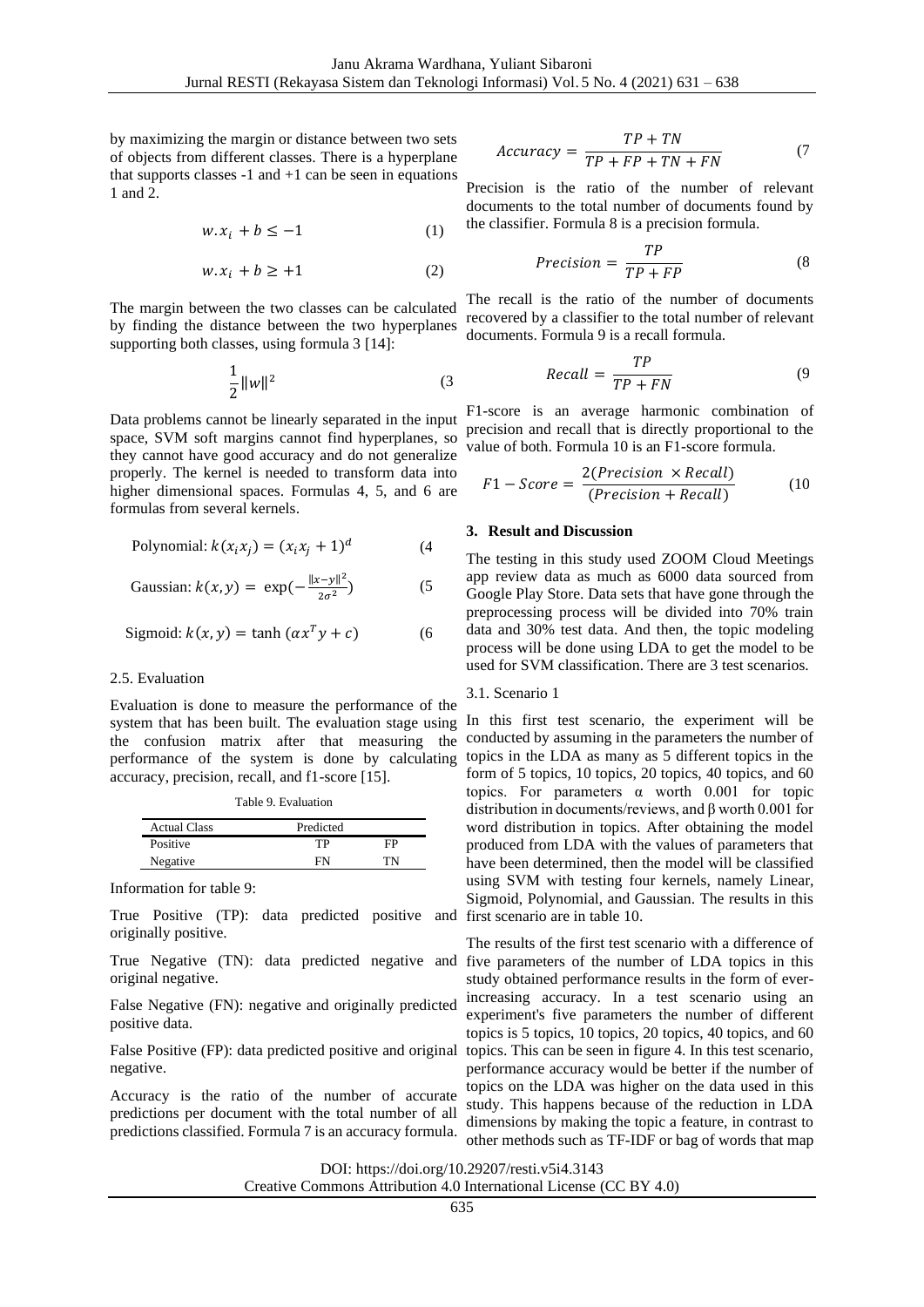by maximizing the margin or distance between two sets of objects from different classes. There is a hyperplane that supports classes -1 and +1 can be seen in equations 1 and 2.

$$w.x_i + b \leq -1 \quad (1)$$

$$w.x_i + b \geq +1 \quad (2)$$

The margin between the two classes can be calculated by finding the distance between the two hyperplanes supporting both classes, using formula 3 [14]:

$$\frac{1}{2}\|w\|^2 \quad (3$$

Data problems cannot be linearly separated in the input space, SVM soft margins cannot find hyperplanes, so they cannot have good accuracy and do not generalize properly. The kernel is needed to transform data into higher dimensional spaces. Formulas 4, 5, and 6 are formulas from several kernels.

$$\text{Polynomial: } k(x_i x_j) = (x_i x_j + 1)^d \quad (4$$

$$\text{Gaussian: } k(x, y) = \exp(-\frac{\|x-y\|^2}{2\sigma^2}) \quad (5$$

$$\text{Sigmoid: } k(x, y) = \tanh(\alpha x^T y + c) \quad (6$$

2.5. Evaluation

Evaluation is done to measure the performance of the system that has been built. The evaluation stage using the confusion matrix after that measuring the performance of the system is done by calculating accuracy, precision, recall, and f1-score [15].

Table 9. Evaluation

| Actual Class | Predicted | |
|---|---|---|
| Positive | TP | FP |
| Negative | FN | TN |

Information for table 9:

True Positive (TP): data predicted positive and originally positive.

True Negative (TN): data predicted negative and original negative.

False Negative (FN): negative and originally predicted positive data.

False Positive (FP): data predicted positive and original negative.

Accuracy is the ratio of the number of accurate predictions per document with the total number of all predictions classified. Formula 7 is an accuracy formula.

$$Accuracy = \frac{TP + TN}{TP + FP + TN + FN} \quad (7$$

Precision is the ratio of the number of relevant documents to the total number of documents found by the classifier. Formula 8 is a precision formula.

$$Precision = \frac{TP}{TP + FP} \quad (8$$

The recall is the ratio of the number of documents recovered by a classifier to the total number of relevant documents. Formula 9 is a recall formula.

$$Recall = \frac{TP}{TP + FN} \quad (9$$

F1-score is an average harmonic combination of precision and recall that is directly proportional to the value of both. Formula 10 is an F1-score formula.

$$F1 - Score = \frac{2(Precision \times Recall)}{(Precision + Recall)} \quad (10$$

## 3. Result and Discussion

The testing in this study used ZOOM Cloud Meetings app review data as much as 6000 data sourced from Google Play Store. Data sets that have gone through the preprocessing process will be divided into 70% train data and 30% test data. And then, the topic modeling process will be done using LDA to get the model to be used for SVM classification. There are 3 test scenarios.

3.1. Scenario 1

In this first test scenario, the experiment will be conducted by assuming in the parameters the number of topics in the LDA as many as 5 different topics in the form of 5 topics, 10 topics, 20 topics, 40 topics, and 60 topics. For parameters α worth 0.001 for topic distribution in documents/reviews, and β worth 0.001 for word distribution in topics. After obtaining the model produced from LDA with the values of parameters that have been determined, then the model will be classified using SVM with testing four kernels, namely Linear, Sigmoid, Polynomial, and Gaussian. The results in this first scenario are in table 10.

The results of the first test scenario with a difference of five parameters of the number of LDA topics in this study obtained performance results in the form of ever-increasing accuracy. In a test scenario using an experiment's five parameters the number of different topics is 5 topics, 10 topics, 20 topics, 40 topics, and 60 topics. This can be seen in figure 4. In this test scenario, performance accuracy would be better if the number of topics on the LDA was higher on the data used in this study. This happens because of the reduction in LDA dimensions by making the topic a feature, in contrast to other methods such as TF-IDF or bag of words that map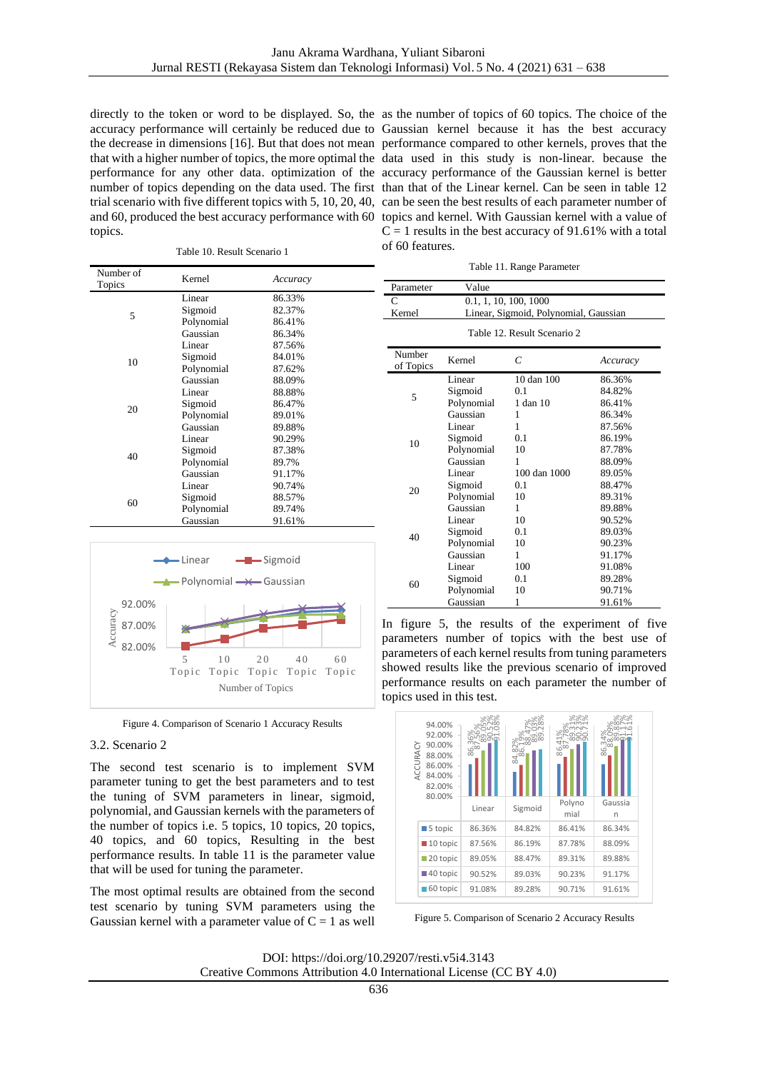directly to the token or word to be displayed. So, the accuracy performance will certainly be reduced due to the decrease in dimensions [16]. But that does not mean that with a higher number of topics, the more optimal the performance for any other data. optimization of the number of topics depending on the data used. The first trial scenario with five different topics with 5, 10, 20, 40, and 60, produced the best accuracy performance with 60 topics.

Table 10. Result Scenario 1

| Number of Topics | Kernel | *Accuracy* |
|---|---|---|
| 5 | Linear | 86.33% |
| | Sigmoid | 82.37% |
| | Polynomial | 86.41% |
| | Gaussian | 86.34% |
| 10 | Linear | 87.56% |
| | Sigmoid | 84.01% |
| | Polynomial | 87.62% |
| | Gaussian | 88.09% |
| 20 | Linear | 88.88% |
| | Sigmoid | 86.47% |
| | Polynomial | 89.01% |
| | Gaussian | 89.88% |
| 40 | Linear | 90.29% |
| | Sigmoid | 87.38% |
| | Polynomial | 89.7% |
| | Gaussian | 91.17% |
| 60 | Linear | 90.74% |
| | Sigmoid | 88.57% |
| | Polynomial | 89.74% |
| | Gaussian | 91.61% |

Figure 4. Comparison of Scenario 1 Accuracy Results

### 3.2. Scenario 2

The second test scenario is to implement SVM parameter tuning to get the best parameters and to test the tuning of SVM parameters in linear, sigmoid, polynomial, and Gaussian kernels with the parameters of the number of topics i.e. 5 topics, 10 topics, 20 topics, 40 topics, and 60 topics, Resulting in the best performance results. In table 11 is the parameter value that will be used for tuning the parameter.

The most optimal results are obtained from the second test scenario by tuning SVM parameters using the Gaussian kernel with a parameter value of C = 1 as well as the number of topics of 60 topics. The choice of the Gaussian kernel because it has the best accuracy performance compared to other kernels, proves that the data used in this study is non-linear. because the accuracy performance of the Gaussian kernel is better than that of the Linear kernel. Can be seen in table 12 can be seen the best results of each parameter number of topics and kernel. With Gaussian kernel with a value of C = 1 results in the best accuracy of 91.61% with a total of 60 features.

Table 11. Range Parameter

| Parameter | Value |
|---|---|
| C | 0.1, 1, 10, 100, 1000 |
| Kernel | Linear, Sigmoid, Polynomial, Gaussian |

Table 12. Result Scenario 2

| Number of Topics | Kernel | *C* | *Accuracy* |
|---|---|---|---|
| 5 | Linear | 10 dan 100 | 86.36% |
| | Sigmoid | 0.1 | 84.82% |
| | Polynomial | 1 dan 10 | 86.41% |
| | Gaussian | 1 | 86.34% |
| 10 | Linear | 1 | 87.56% |
| | Sigmoid | 0.1 | 86.19% |
| | Polynomial | 10 | 87.78% |
| | Gaussian | 1 | 88.09% |
| 20 | Linear | 100 dan 1000 | 89.05% |
| | Sigmoid | 0.1 | 88.47% |
| | Polynomial | 10 | 89.31% |
| | Gaussian | 1 | 89.88% |
| 40 | Linear | 10 | 90.52% |
| | Sigmoid | 0.1 | 89.03% |
| | Polynomial | 10 | 90.23% |
| | Gaussian | 1 | 91.17% |
| 60 | Linear | 100 | 91.08% |
| | Sigmoid | 0.1 | 89.28% |
| | Polynomial | 10 | 90.71% |
| | Gaussian | 1 | 91.61% |

In figure 5, the results of the experiment of five parameters number of topics with the best use of parameters of each kernel results from tuning parameters showed results like the previous scenario of improved performance results on each parameter the number of topics used in this test.

| | Linear | Sigmoid | Polynomial | Gaussian |
|---|---|---|---|---|
| 5 topic | 86.36% | 84.82% | 86.41% | 86.34% |
| 10 topic | 87.56% | 86.19% | 87.78% | 88.09% |
| 20 topic | 89.05% | 88.47% | 89.31% | 89.88% |
| 40 topic | 90.52% | 89.03% | 90.23% | 91.17% |
| 60 topic | 91.08% | 89.28% | 90.71% | 91.61% |

Figure 5. Comparison of Scenario 2 Accuracy Results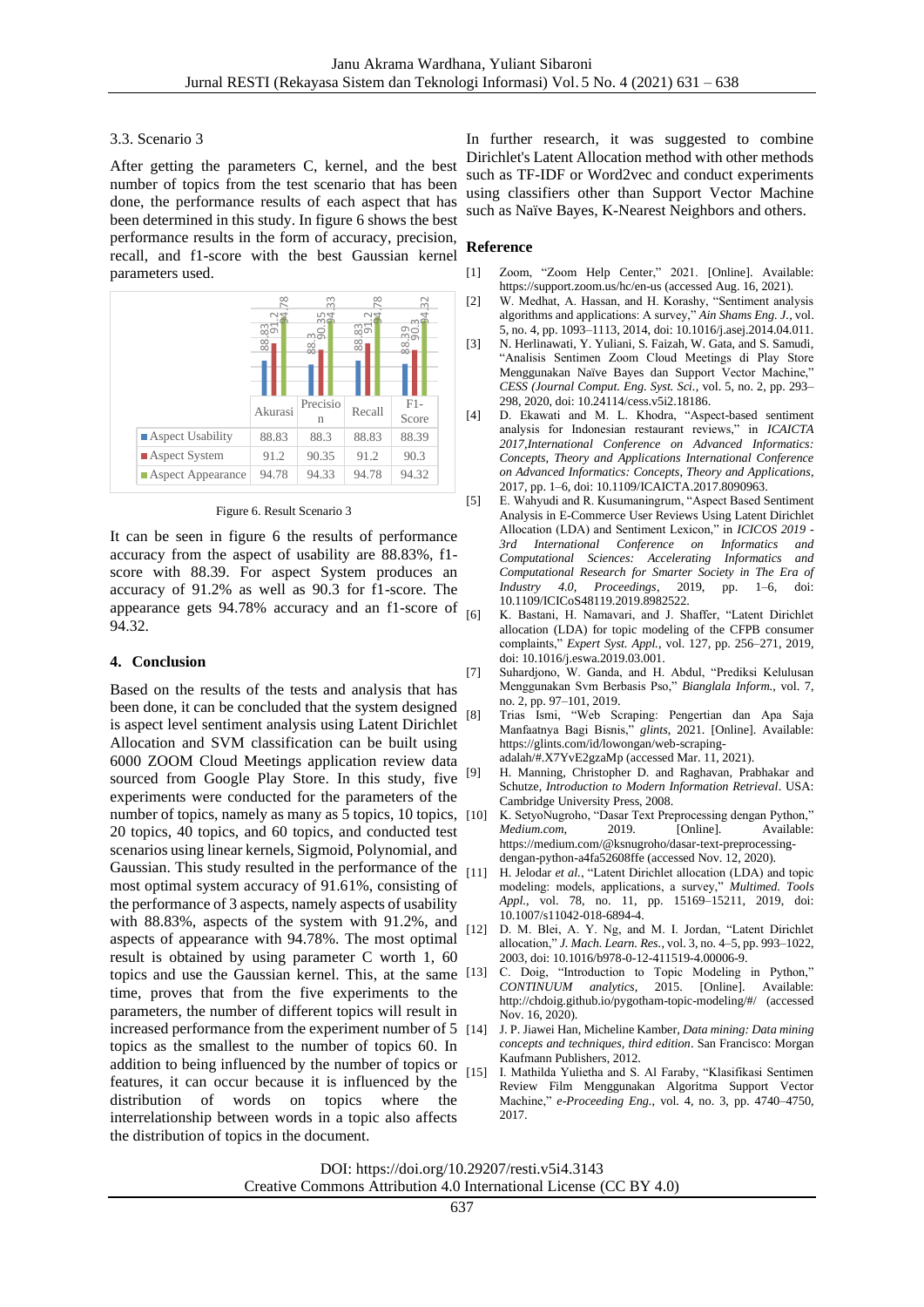### 3.3. Scenario 3

After getting the parameters C, kernel, and the best number of topics from the test scenario that has been done, the performance results of each aspect that has been determined in this study. In figure 6 shows the best performance results in the form of accuracy, precision, recall, and f1-score with the best Gaussian kernel parameters used.

| | Akurasi | Precision | Recall | F1-Score |
|---|---|---|---|---|
| Aspect Usability | 88.83 | 88.3 | 88.83 | 88.39 |
| Aspect System | 91.2 | 90.35 | 91.2 | 90.3 |
| Aspect Appearance | 94.78 | 94.33 | 94.78 | 94.32 |

Figure 6. Result Scenario 3

It can be seen in figure 6 the results of performance accuracy from the aspect of usability are 88.83%, f1-score with 88.39. For aspect System produces an accuracy of 91.2% as well as 90.3 for f1-score. The appearance gets 94.78% accuracy and an f1-score of 94.32.

## 4. Conclusion

Based on the results of the tests and analysis that has been done, it can be concluded that the system designed is aspect level sentiment analysis using Latent Dirichlet Allocation and SVM classification can be built using 6000 ZOOM Cloud Meetings application review data sourced from Google Play Store. In this study, five experiments were conducted for the parameters of the number of topics, namely as many as 5 topics, 10 topics, 20 topics, 40 topics, and 60 topics, and conducted test scenarios using linear kernels, Sigmoid, Polynomial, and Gaussian. This study resulted in the performance of the most optimal system accuracy of 91.61%, consisting of the performance of 3 aspects, namely aspects of usability with 88.83%, aspects of the system with 91.2%, and aspects of appearance with 94.78%. The most optimal result is obtained by using parameter C worth 1, 60 topics and use the Gaussian kernel. This, at the same time, proves that from the five experiments to the parameters, the number of different topics will result in increased performance from the experiment number of 5 topics as the smallest to the number of topics 60. In addition to being influenced by the number of topics or features, it can occur because it is influenced by the distribution of words on topics where the interrelationship between words in a topic also affects the distribution of topics in the document.

In further research, it was suggested to combine Dirichlet's Latent Allocation method with other methods such as TF-IDF or Word2vec and conduct experiments using classifiers other than Support Vector Machine such as Naïve Bayes, K-Nearest Neighbors and others.

## Reference

[1] Zoom, "Zoom Help Center," 2021. [Online]. Available: https://support.zoom.us/hc/en-us (accessed Aug. 16, 2021).

[2] W. Medhat, A. Hassan, and H. Korashy, "Sentiment analysis algorithms and applications: A survey," *Ain Shams Eng. J.*, vol. 5, no. 4, pp. 1093–1113, 2014, doi: 10.1016/j.asej.2014.04.011.

[3] N. Herlinawati, Y. Yuliani, S. Faizah, W. Gata, and S. Samudi, "Analisis Sentimen Zoom Cloud Meetings di Play Store Menggunakan Naïve Bayes dan Support Vector Machine," *CESS (Journal Comput. Eng. Syst. Sci.*, vol. 5, no. 2, pp. 293–298, 2020, doi: 10.24114/cess.v5i2.18186.

[4] D. Ekawati and M. L. Khodra, "Aspect-based sentiment analysis for Indonesian restaurant reviews," in *ICAICTA 2017,International Conference on Advanced Informatics: Concepts, Theory and Applications International Conference on Advanced Informatics: Concepts, Theory and Applications*, 2017, pp. 1–6, doi: 10.1109/ICAICTA.2017.8090963.

[5] E. Wahyudi and R. Kusumaningrum, "Aspect Based Sentiment Analysis in E-Commerce User Reviews Using Latent Dirichlet Allocation (LDA) and Sentiment Lexicon," in *ICICOS 2019 - 3rd International Conference on Informatics and Computational Sciences: Accelerating Informatics and Computational Research for Smarter Society in The Era of Industry 4.0, Proceedings*, 2019, pp. 1–6, doi: 10.1109/ICICoS48119.2019.8982522.

[6] K. Bastani, H. Namavari, and J. Shaffer, "Latent Dirichlet allocation (LDA) for topic modeling of the CFPB consumer complaints," *Expert Syst. Appl.*, vol. 127, pp. 256–271, 2019, doi: 10.1016/j.eswa.2019.03.001.

[7] Suhardjono, W. Ganda, and H. Abdul, "Prediksi Kelulusan Menggunakan Svm Berbasis Pso," *Bianglala Inform.*, vol. 7, no. 2, pp. 97–101, 2019.

[8] Trias Ismi, "Web Scraping: Pengertian dan Apa Saja Manfaatnya Bagi Bisnis," *glints*, 2021. [Online]. Available: https://glints.com/id/lowongan/web-scraping-adalah/#.X7YvE2gzaMp (accessed Mar. 11, 2021).

[9] H. Manning, Christopher D. and Raghavan, Prabhakar and Schutze, *Introduction to Modern Information Retrieval*. USA: Cambridge University Press, 2008.

[10] K. SetyoNugroho, "Dasar Text Preprocessing dengan Python," *Medium.com*, 2019. [Online]. Available: https://medium.com/@ksnugroho/dasar-text-preprocessing-dengan-python-a4fa52608ffe (accessed Nov. 12, 2020).

[11] H. Jelodar *et al.*, "Latent Dirichlet allocation (LDA) and topic modeling: models, applications, a survey," *Multimed. Tools Appl.*, vol. 78, no. 11, pp. 15169–15211, 2019, doi: 10.1007/s11042-018-6894-4.

[12] D. M. Blei, A. Y. Ng, and M. I. Jordan, "Latent Dirichlet allocation," *J. Mach. Learn. Res.*, vol. 3, no. 4–5, pp. 993–1022, 2003, doi: 10.1016/b978-0-12-411519-4.00006-9.

[13] C. Doig, "Introduction to Topic Modeling in Python," *CONTINUUM analytics*, 2015. [Online]. Available: http://chdoig.github.io/pygotham-topic-modeling/#/ (accessed Nov. 16, 2020).

[14] J. P. Jiawei Han, Micheline Kamber, *Data mining: Data mining concepts and techniques, third edition*. San Francisco: Morgan Kaufmann Publishers, 2012.

[15] I. Mathilda Yulietha and S. Al Faraby, "Klasifikasi Sentimen Review Film Menggunakan Algoritma Support Vector Machine," *e-Proceeding Eng.*, vol. 4, no. 3, pp. 4740–4750, 2017.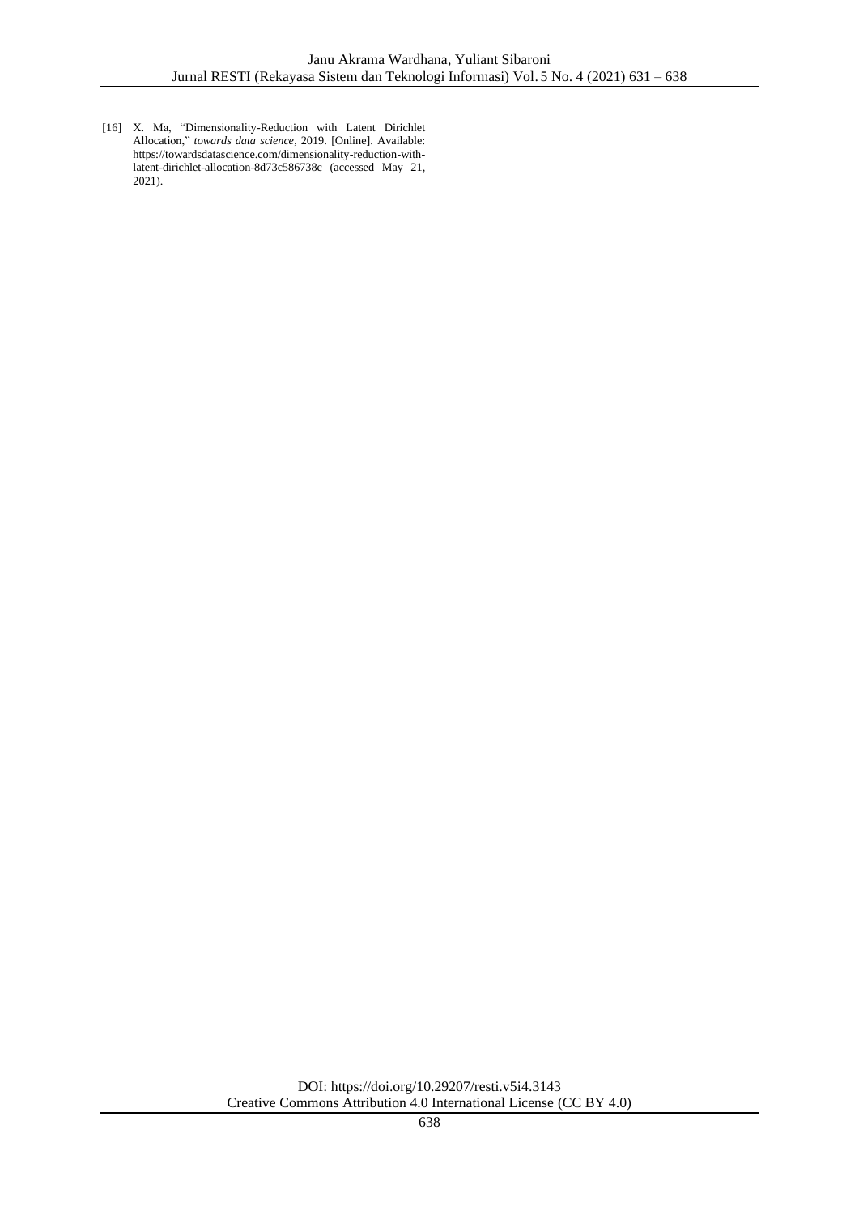[16] X. Ma, "Dimensionality-Reduction with Latent Dirichlet Allocation," *towards data science*, 2019. [Online]. Available: https://towardsdatascience.com/dimensionality-reduction-with-latent-dirichlet-allocation-8d73c586738c (accessed May 21, 2021).

DOI: https://doi.org/10.29207/resti.v5i4.3143
Creative Commons Attribution 4.0 International License (CC BY 4.0)